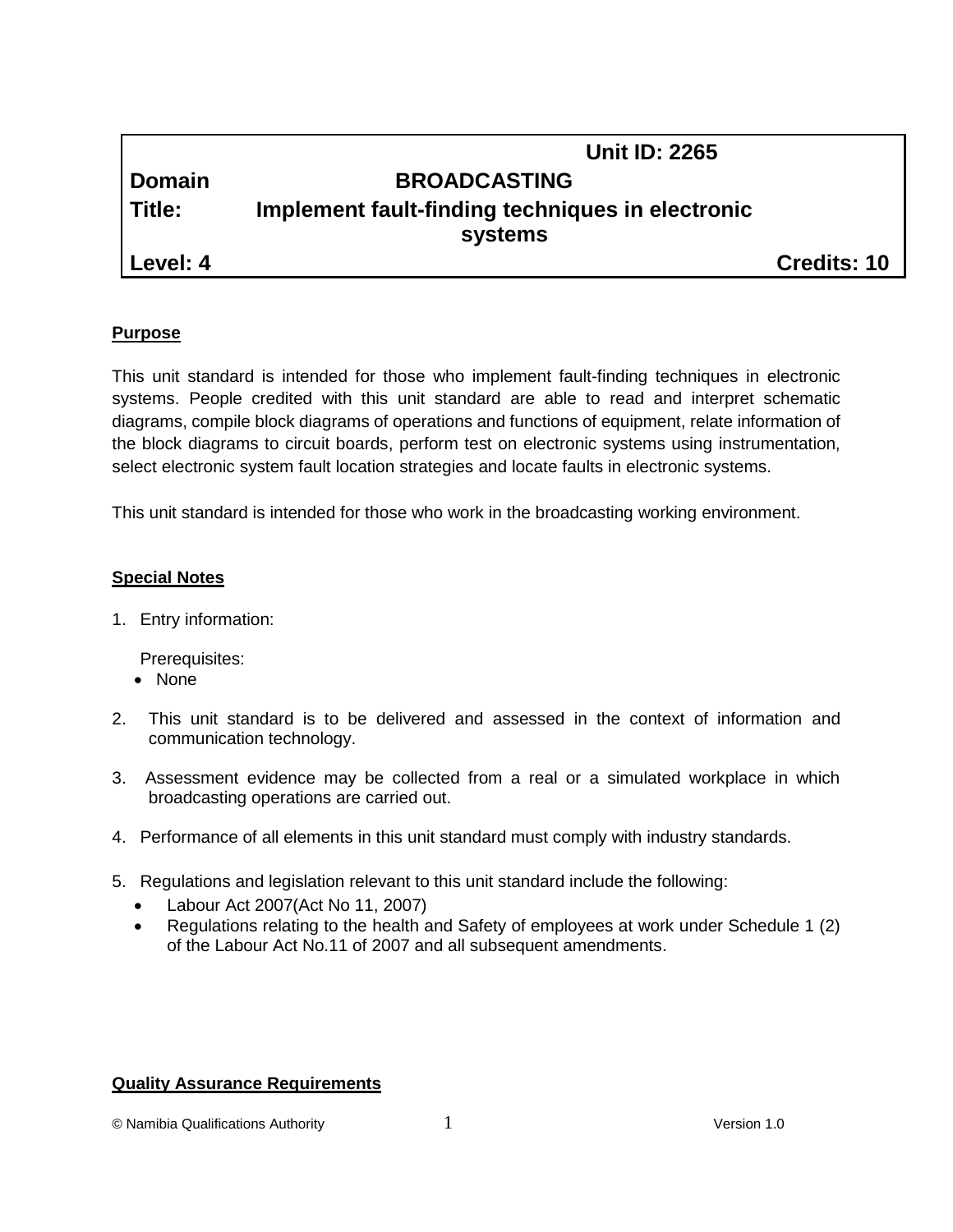| | Unit ID: 2265 |
|---|---|
| **Domain** | **BROADCASTING** |
| **Title:** | **Implement fault-finding techniques in electronic systems** |
| **Level: 4** | **Credits: 10** |

**Purpose**

This unit standard is intended for those who implement fault-finding techniques in electronic systems. People credited with this unit standard are able to read and interpret schematic diagrams, compile block diagrams of operations and functions of equipment, relate information of the block diagrams to circuit boards, perform test on electronic systems using instrumentation, select electronic system fault location strategies and locate faults in electronic systems.

This unit standard is intended for those who work in the broadcasting working environment.

**Special Notes**

1. Entry information:

   Prerequisites:
   - None

2. This unit standard is to be delivered and assessed in the context of information and communication technology.

3. Assessment evidence may be collected from a real or a simulated workplace in which broadcasting operations are carried out.

4. Performance of all elements in this unit standard must comply with industry standards.

5. Regulations and legislation relevant to this unit standard include the following:
   - Labour Act 2007(Act No 11, 2007)
   - Regulations relating to the health and Safety of employees at work under Schedule 1 (2) of the Labour Act No.11 of 2007 and all subsequent amendments.

**Quality Assurance Requirements**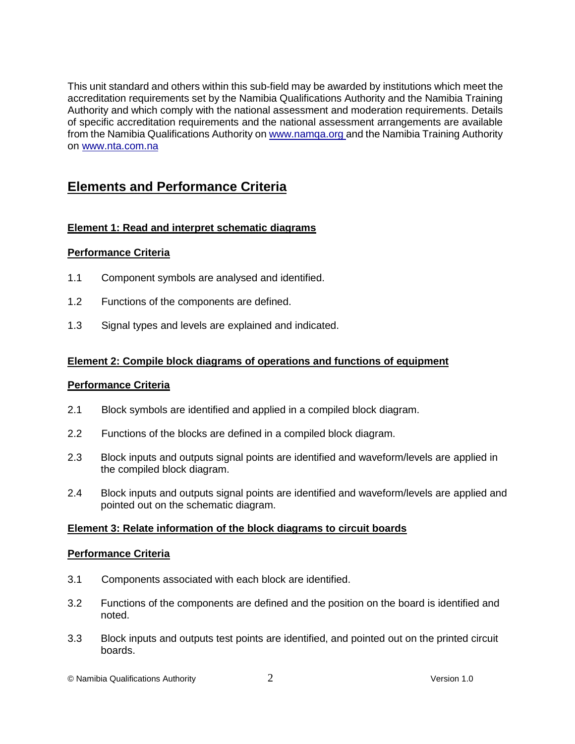This unit standard and others within this sub-field may be awarded by institutions which meet the accreditation requirements set by the Namibia Qualifications Authority and the Namibia Training Authority and which comply with the national assessment and moderation requirements. Details of specific accreditation requirements and the national assessment arrangements are available from the Namibia Qualifications Authority on [www.namqa.org](http://www.namqa.org) and the Namibia Training Authority on [www.nta.com.na](http://www.nta.com.na)

## Elements and Performance Criteria

### Element 1: Read and interpret schematic diagrams

**Performance Criteria**

1.1 Component symbols are analysed and identified.

1.2 Functions of the components are defined.

1.3 Signal types and levels are explained and indicated.

### Element 2: Compile block diagrams of operations and functions of equipment

**Performance Criteria**

2.1 Block symbols are identified and applied in a compiled block diagram.

2.2 Functions of the blocks are defined in a compiled block diagram.

2.3 Block inputs and outputs signal points are identified and waveform/levels are applied in the compiled block diagram.

2.4 Block inputs and outputs signal points are identified and waveform/levels are applied and pointed out on the schematic diagram.

### Element 3: Relate information of the block diagrams to circuit boards

**Performance Criteria**

3.1 Components associated with each block are identified.

3.2 Functions of the components are defined and the position on the board is identified and noted.

3.3 Block inputs and outputs test points are identified, and pointed out on the printed circuit boards.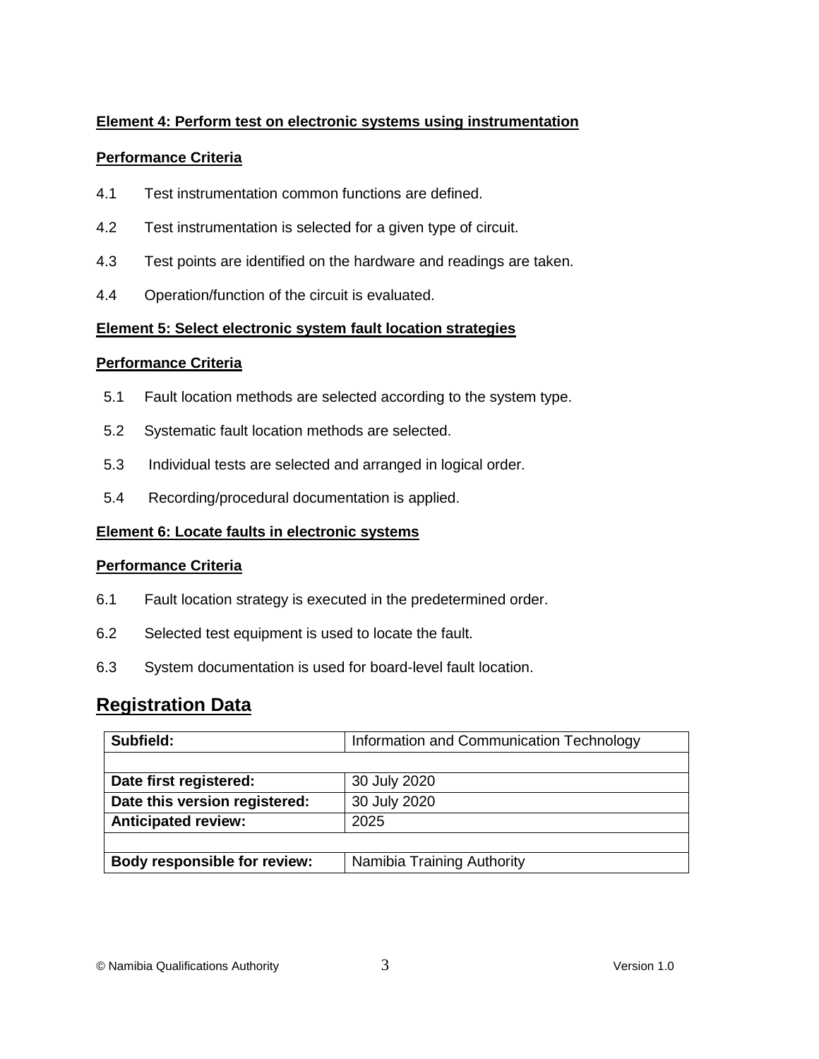**Element 4: Perform test on electronic systems using instrumentation**

**Performance Criteria**

4.1 Test instrumentation common functions are defined.

4.2 Test instrumentation is selected for a given type of circuit.

4.3 Test points are identified on the hardware and readings are taken.

4.4 Operation/function of the circuit is evaluated.

**Element 5: Select electronic system fault location strategies**

**Performance Criteria**

5.1 Fault location methods are selected according to the system type.

5.2 Systematic fault location methods are selected.

5.3 Individual tests are selected and arranged in logical order.

5.4 Recording/procedural documentation is applied.

**Element 6: Locate faults in electronic systems**

**Performance Criteria**

6.1 Fault location strategy is executed in the predetermined order.

6.2 Selected test equipment is used to locate the fault.

6.3 System documentation is used for board-level fault location.

## Registration Data

| | |
|---|---|
| **Subfield:** | Information and Communication Technology |
| | |
| **Date first registered:** | 30 July 2020 |
| **Date this version registered:** | 30 July 2020 |
| **Anticipated review:** | 2025 |
| | |
| **Body responsible for review:** | Namibia Training Authority |